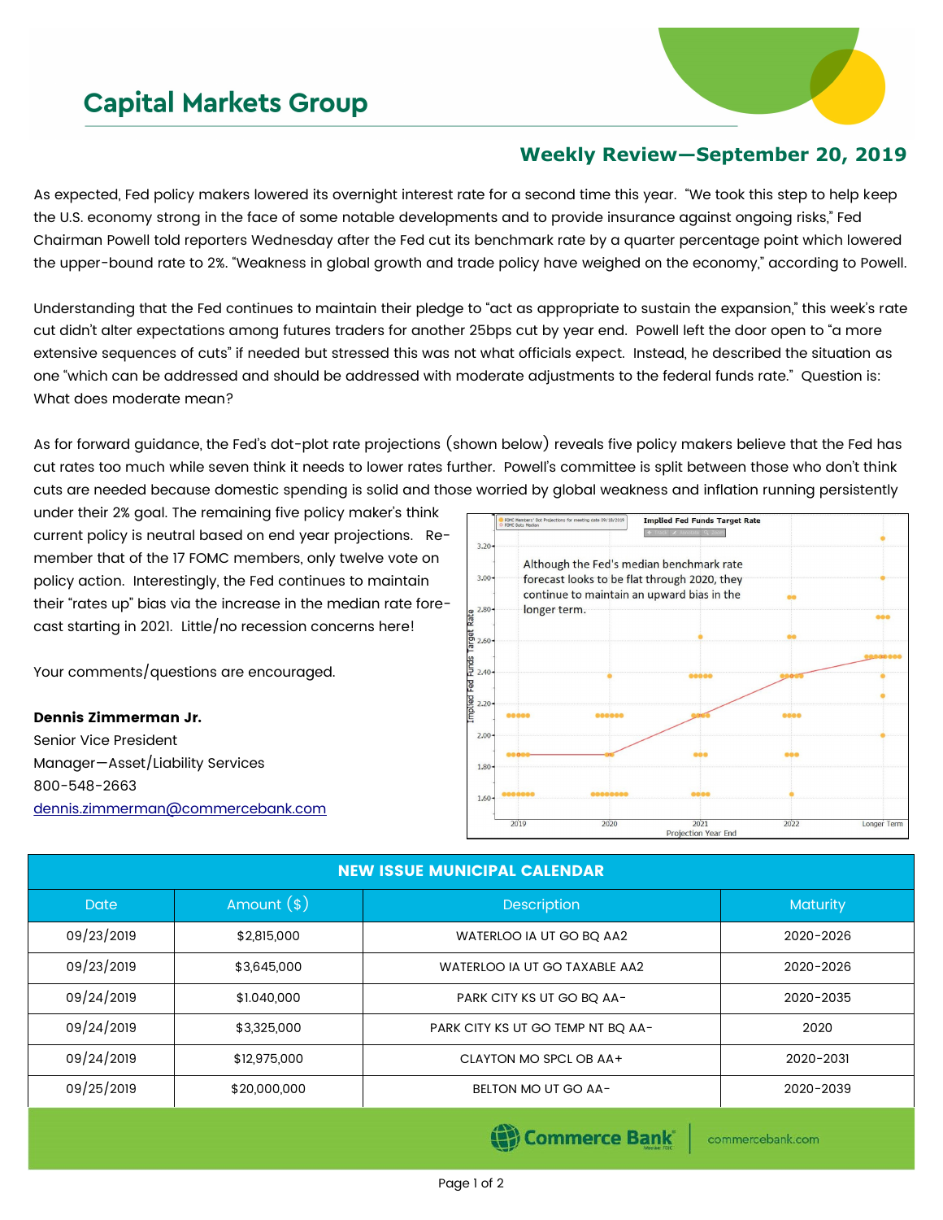# Capital Markets Group

## Weekly Review—September 20, 2019

As expected, Fed policy makers lowered its overnight interest rate for a second time this year. "We took this step to help keep the U.S. economy strong in the face of some notable developments and to provide insurance against ongoing risks," Fed Chairman Powell told reporters Wednesday after the Fed cut its benchmark rate by a quarter percentage point which lowered the upper-bound rate to 2%. "Weakness in global growth and trade policy have weighed on the economy," according to Powell.

Understanding that the Fed continues to maintain their pledge to "act as appropriate to sustain the expansion," this week's rate cut didn't alter expectations among futures traders for another 25bps cut by year end. Powell left the door open to "a more extensive sequences of cuts" if needed but stressed this was not what officials expect. Instead, he described the situation as one "which can be addressed and should be addressed with moderate adjustments to the federal funds rate." Question is: What does moderate mean?

As for forward guidance, the Fed's dot-plot rate projections (shown below) reveals five policy makers believe that the Fed has cut rates too much while seven think it needs to lower rates further. Powell's committee is split between those who don't think cuts are needed because domestic spending is solid and those worried by global weakness and inflation running persistently under their 2% goal. The remaining five policy maker's think current policy is neutral based on end year projections. Remember that of the 17 FOMC members, only twelve vote on policy action. Interestingly, the Fed continues to maintain their "rates up" bias via the increase in the median rate forecast starting in 2021. Little/no recession concerns here!

Your comments/questions are encouraged.

**Dennis Zimmerman Jr.**
Senior Vice President
Manager—Asset/Liability Services
800-548-2663
dennis.zimmerman@commercebank.com

| NEW ISSUE MUNICIPAL CALENDAR | | | |
|---|---|---|---|
| Date | Amount ($) | Description | Maturity |
| 09/23/2019 | $2,815,000 | WATERLOO IA UT GO BQ AA2 | 2020-2026 |
| 09/23/2019 | $3,645,000 | WATERLOO IA UT GO TAXABLE AA2 | 2020-2026 |
| 09/24/2019 | $1.040,000 | PARK CITY KS UT GO BQ AA- | 2020-2035 |
| 09/24/2019 | $3,325,000 | PARK CITY KS UT GO TEMP NT BQ AA- | 2020 |
| 09/24/2019 | $12,975,000 | CLAYTON MO SPCL OB AA+ | 2020-2031 |
| 09/25/2019 | $20,000,000 | BELTON MO UT GO AA- | 2020-2039 |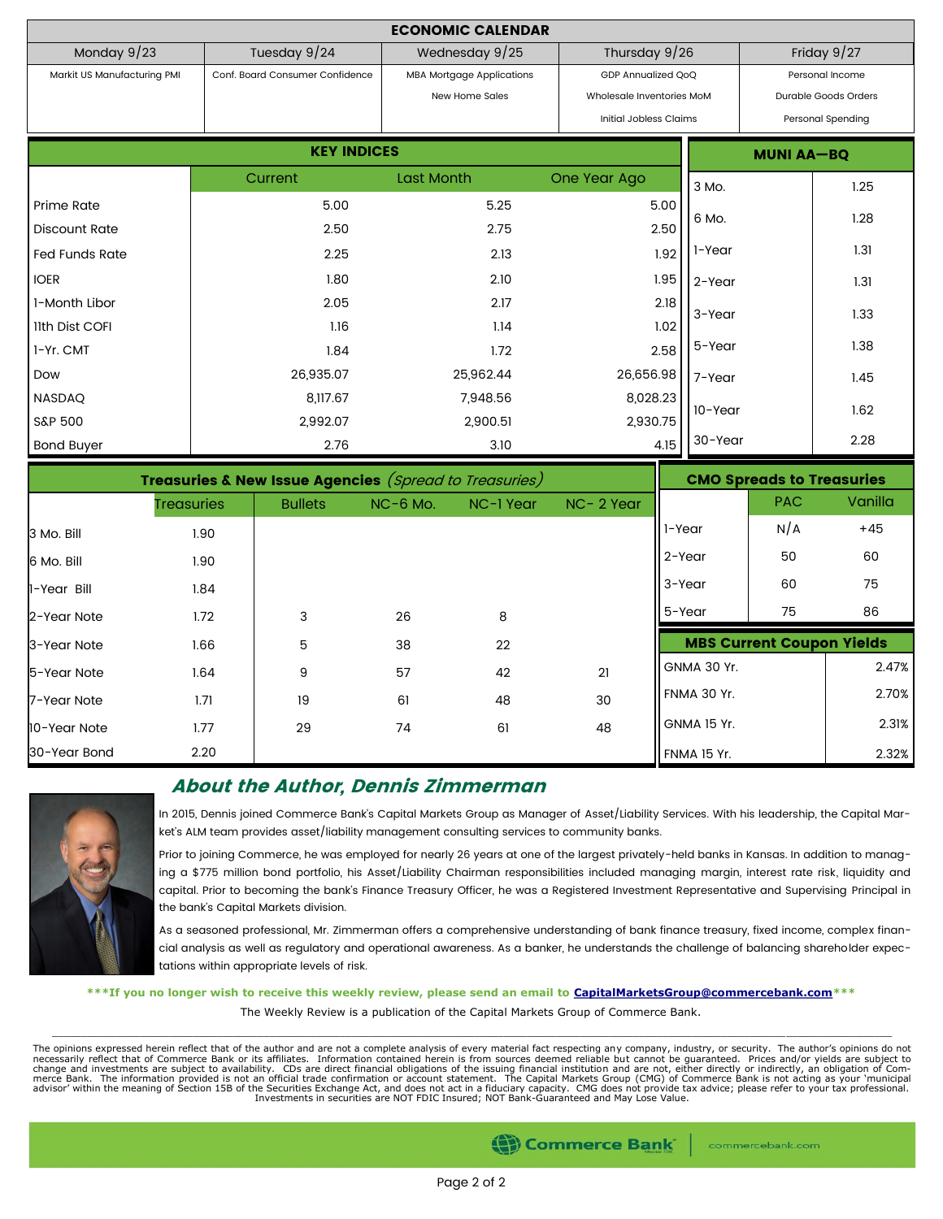## ECONOMIC CALENDAR

| Monday 9/23 | Tuesday 9/24 | Wednesday 9/25 | Thursday 9/26 | Friday 9/27 |
|---|---|---|---|---|
| Markit US Manufacturing PMI | Conf. Board Consumer Confidence | MBA Mortgage Applications | GDP Annualized QoQ | Personal Income |
| | | New Home Sales | Wholesale Inventories MoM | Durable Goods Orders |
| | | | Initial Jobless Claims | Personal Spending |

## KEY INDICES

| | Current | Last Month | One Year Ago |
|---|---|---|---|
| Prime Rate | 5.00 | 5.25 | 5.00 |
| Discount Rate | 2.50 | 2.75 | 2.50 |
| Fed Funds Rate | 2.25 | 2.13 | 1.92 |
| IOER | 1.80 | 2.10 | 1.95 |
| 1-Month Libor | 2.05 | 2.17 | 2.18 |
| 11th Dist COFI | 1.16 | 1.14 | 1.02 |
| 1-Yr. CMT | 1.84 | 1.72 | 2.58 |
| Dow | 26,935.07 | 25,962.44 | 26,656.98 |
| NASDAQ | 8,117.67 | 7,948.56 | 8,028.23 |
| S&P 500 | 2,992.07 | 2,900.51 | 2,930.75 |
| Bond Buyer | 2.76 | 3.10 | 4.15 |

## MUNI AA—BQ

| | |
|---|---|
| 3 Mo. | 1.25 |
| 6 Mo. | 1.28 |
| 1-Year | 1.31 |
| 2-Year | 1.31 |
| 3-Year | 1.33 |
| 5-Year | 1.38 |
| 7-Year | 1.45 |
| 10-Year | 1.62 |
| 30-Year | 2.28 |

## Treasuries & New Issue Agencies *(Spread to Treasuries)*

| | Treasuries | Bullets | NC-6 Mo. | NC-1 Year | NC- 2 Year |
|---|---|---|---|---|---|
| 3 Mo. Bill | 1.90 | | | | |
| 6 Mo. Bill | 1.90 | | | | |
| 1-Year Bill | 1.84 | | | | |
| 2-Year Note | 1.72 | 3 | 26 | 8 | |
| 3-Year Note | 1.66 | 5 | 38 | 22 | |
| 5-Year Note | 1.64 | 9 | 57 | 42 | 21 |
| 7-Year Note | 1.71 | 19 | 61 | 48 | 30 |
| 10-Year Note | 1.77 | 29 | 74 | 61 | 48 |
| 30-Year Bond | 2.20 | | | | |

## CMO Spreads to Treasuries

| | PAC | Vanilla |
|---|---|---|
| 1-Year | N/A | +45 |
| 2-Year | 50 | 60 |
| 3-Year | 60 | 75 |
| 5-Year | 75 | 86 |

## MBS Current Coupon Yields

| | |
|---|---|
| GNMA 30 Yr. | 2.47% |
| FNMA 30 Yr. | 2.70% |
| GNMA 15 Yr. | 2.31% |
| FNMA 15 Yr. | 2.32% |

## *About the Author, Dennis Zimmerman*

In 2015, Dennis joined Commerce Bank's Capital Markets Group as Manager of Asset/Liability Services. With his leadership, the Capital Market's ALM team provides asset/liability management consulting services to community banks.

Prior to joining Commerce, he was employed for nearly 26 years at one of the largest privately-held banks in Kansas. In addition to managing a $775 million bond portfolio, his Asset/Liability Chairman responsibilities included managing margin, interest rate risk, liquidity and capital. Prior to becoming the bank's Finance Treasury Officer, he was a Registered Investment Representative and Supervising Principal in the bank's Capital Markets division.

As a seasoned professional, Mr. Zimmerman offers a comprehensive understanding of bank finance treasury, fixed income, complex financial analysis as well as regulatory and operational awareness. As a banker, he understands the challenge of balancing shareholder expectations within appropriate levels of risk.

**\*\*\*If you no longer wish to receive this weekly review, please send an email to CapitalMarketsGroup@commercebank.com\*\*\***

The Weekly Review is a publication of the Capital Markets Group of Commerce Bank.

The opinions expressed herein reflect that of the author and are not a complete analysis of every material fact respecting any company, industry, or security. The author's opinions do not necessarily reflect that of Commerce Bank or its affiliates. Information contained herein is from sources deemed reliable but cannot be guaranteed. Prices and/or yields are subject to change and investments are subject to availability. CDs are direct financial obligations of the issuing financial institution and are not, either directly or indirectly, an obligation of Commerce Bank. The information provided is not an official trade confirmation or account statement. The Capital Markets Group (CMG) of Commerce Bank is not acting as your 'municipal advisor' within the meaning of Section 15B of the Securities Exchange Act, and does not act in a fiduciary capacity. CMG does not provide tax advice; please refer to your tax professional. Investments in securities are NOT FDIC Insured; NOT Bank-Guaranteed and May Lose Value.

Commerce Bank | commercebank.com